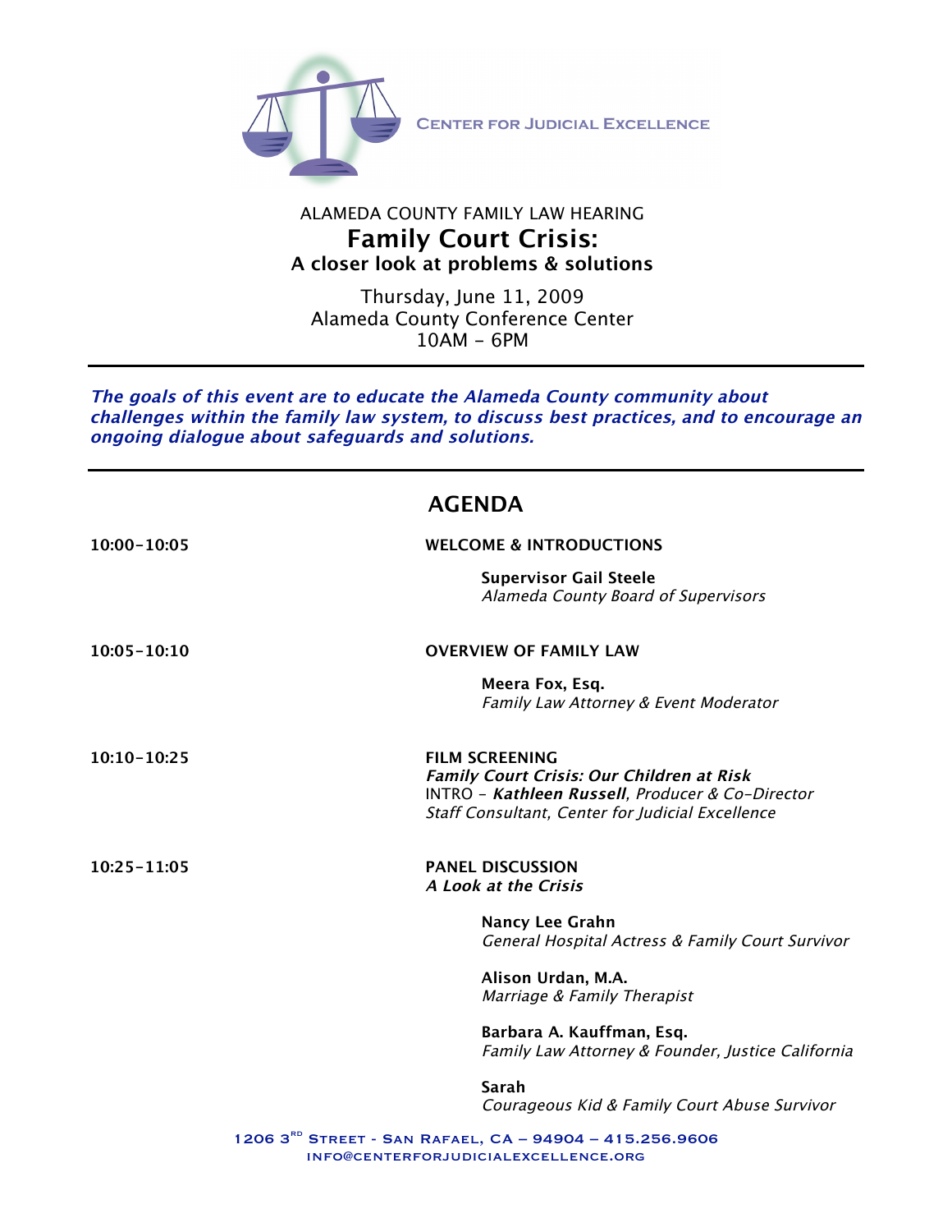CENTER FOR JUDICIAL EXCELLENCE

ALAMEDA COUNTY FAMILY LAW HEARING

# Family Court Crisis:

## A closer look at problems & solutions

Thursday, June 11, 2009
Alameda County Conference Center
10AM – 6PM

---

***The goals of this event are to educate the Alameda County community about challenges within the family law system, to discuss best practices, and to encourage an ongoing dialogue about safeguards and solutions.***

---

## AGENDA

**10:00–10:05** — **WELCOME & INTRODUCTIONS**

**Supervisor Gail Steele**
*Alameda County Board of Supervisors*

**10:05–10:10** — **OVERVIEW OF FAMILY LAW**

**Meera Fox, Esq.**
*Family Law Attorney & Event Moderator*

**10:10–10:25** — **FILM SCREENING**
***Family Court Crisis: Our Children at Risk***
INTRO – ***Kathleen Russell***, *Producer & Co-Director*
*Staff Consultant, Center for Judicial Excellence*

**10:25–11:05** — **PANEL DISCUSSION**
***A Look at the Crisis***

**Nancy Lee Grahn**
*General Hospital Actress & Family Court Survivor*

**Alison Urdan, M.A.**
*Marriage & Family Therapist*

**Barbara A. Kauffman, Esq.**
*Family Law Attorney & Founder, Justice California*

**Sarah**
*Courageous Kid & Family Court Abuse Survivor*

1206 3RD STREET - SAN RAFAEL, CA – 94904 – 415.256.9606
INFO@CENTERFORJUDICIALEXCELLENCE.ORG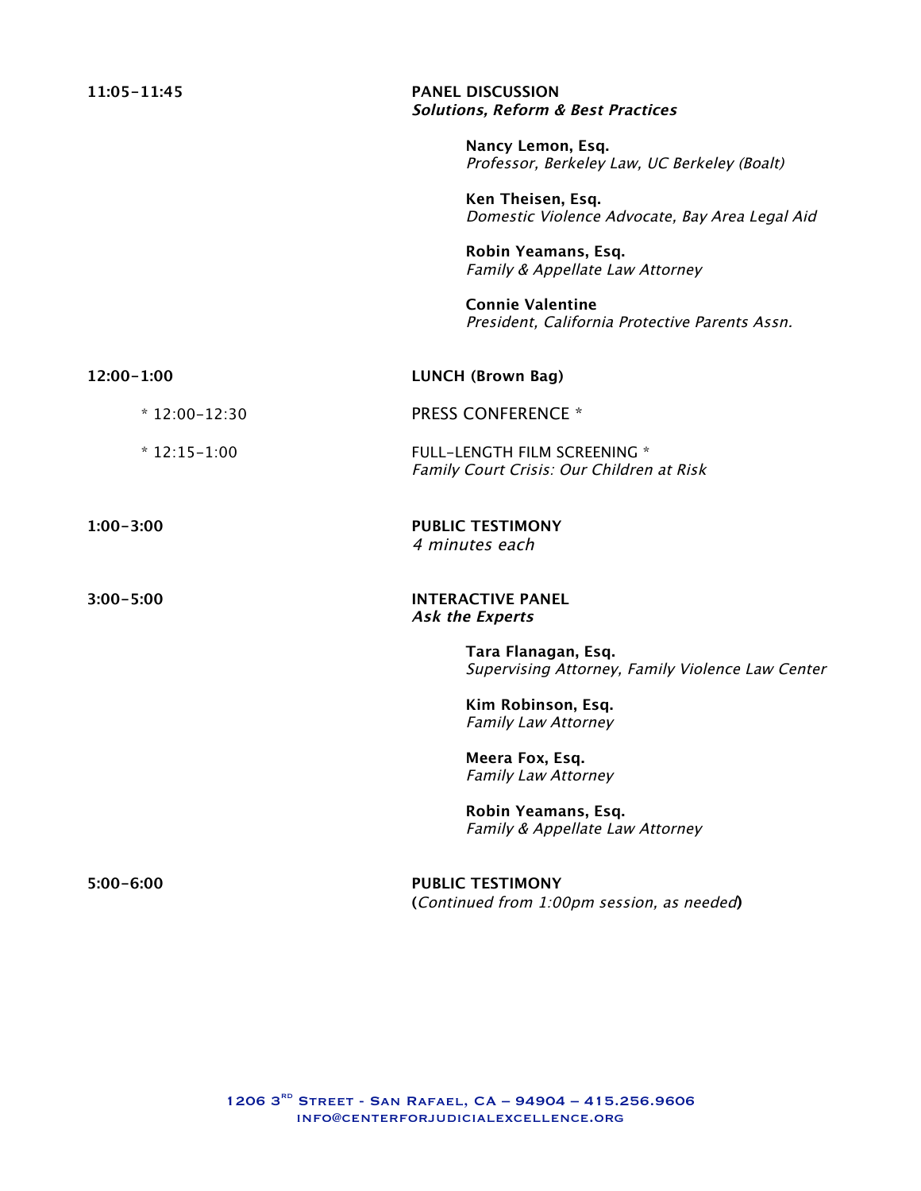**11:05–11:45** **PANEL DISCUSSION**
***Solutions, Reform & Best Practices***

> **Nancy Lemon, Esq.**
> *Professor, Berkeley Law, UC Berkeley (Boalt)*
>
> **Ken Theisen, Esq.**
> *Domestic Violence Advocate, Bay Area Legal Aid*
>
> **Robin Yeamans, Esq.**
> *Family & Appellate Law Attorney*
>
> **Connie Valentine**
> *President, California Protective Parents Assn.*

**12:00–1:00** **LUNCH (Brown Bag)**

* 12:00–12:30 PRESS CONFERENCE *

* 12:15–1:00 FULL-LENGTH FILM SCREENING *
*Family Court Crisis: Our Children at Risk*

**1:00–3:00** **PUBLIC TESTIMONY**
*4 minutes each*

**3:00–5:00** **INTERACTIVE PANEL**
***Ask the Experts***

> **Tara Flanagan, Esq.**
> *Supervising Attorney, Family Violence Law Center*
>
> **Kim Robinson, Esq.**
> *Family Law Attorney*
>
> **Meera Fox, Esq.**
> *Family Law Attorney*
>
> **Robin Yeamans, Esq.**
> *Family & Appellate Law Attorney*

**5:00–6:00** **PUBLIC TESTIMONY**
(*Continued from 1:00pm session, as needed*)

1206 3RD Street - San Rafael, CA – 94904 – 415.256.9606
info@centerforjudicialexcellence.org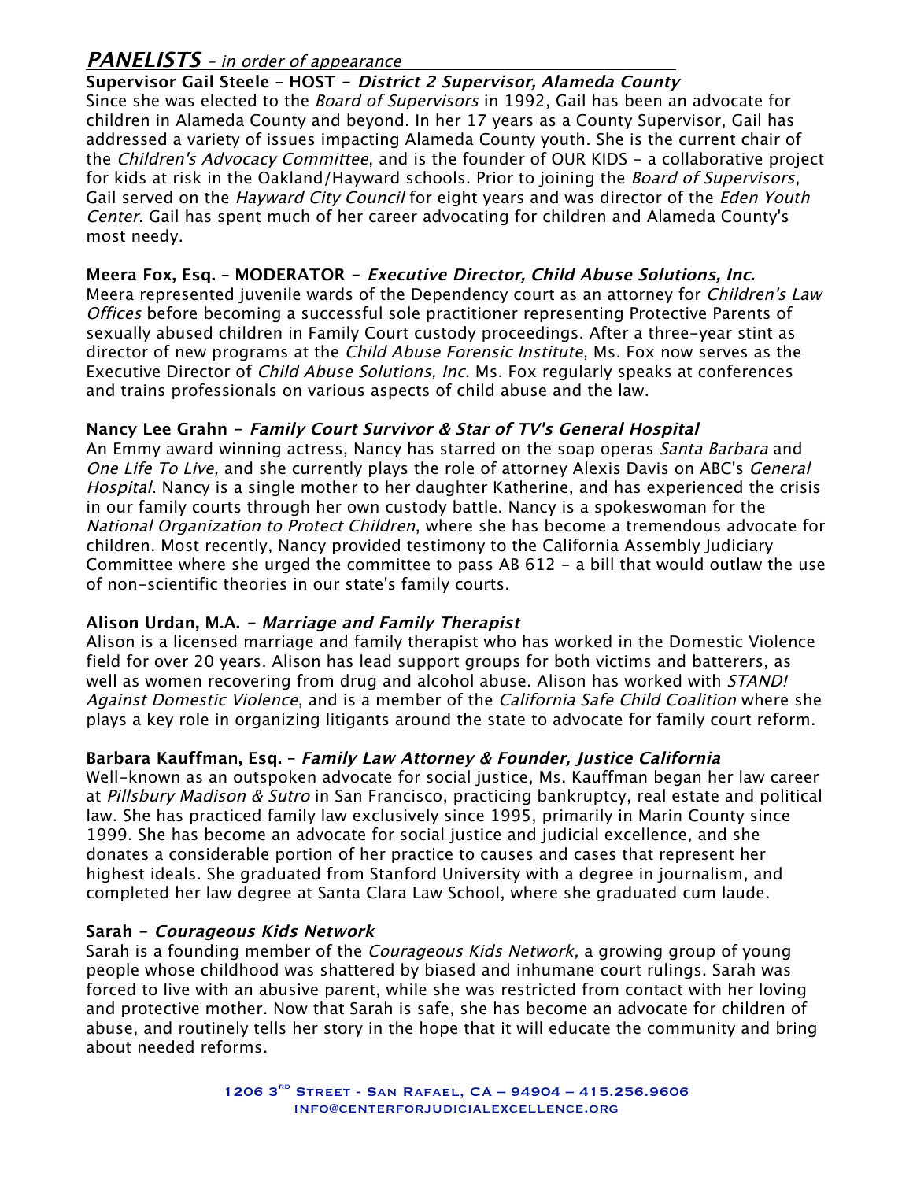## *PANELISTS* – *in order of appearance*

**Supervisor Gail Steele – HOST – *District 2 Supervisor, Alameda County***
Since she was elected to the *Board of Supervisors* in 1992, Gail has been an advocate for children in Alameda County and beyond. In her 17 years as a County Supervisor, Gail has addressed a variety of issues impacting Alameda County youth. She is the current chair of the *Children's Advocacy Committee*, and is the founder of OUR KIDS – a collaborative project for kids at risk in the Oakland/Hayward schools. Prior to joining the *Board of Supervisors*, Gail served on the *Hayward City Council* for eight years and was director of the *Eden Youth Center*. Gail has spent much of her career advocating for children and Alameda County's most needy.

**Meera Fox, Esq. – MODERATOR – *Executive Director, Child Abuse Solutions, Inc.***
Meera represented juvenile wards of the Dependency court as an attorney for *Children's Law Offices* before becoming a successful sole practitioner representing Protective Parents of sexually abused children in Family Court custody proceedings. After a three-year stint as director of new programs at the *Child Abuse Forensic Institute*, Ms. Fox now serves as the Executive Director of *Child Abuse Solutions, Inc*. Ms. Fox regularly speaks at conferences and trains professionals on various aspects of child abuse and the law.

**Nancy Lee Grahn – *Family Court Survivor & Star of TV's General Hospital***
An Emmy award winning actress, Nancy has starred on the soap operas *Santa Barbara* and *One Life To Live,* and she currently plays the role of attorney Alexis Davis on ABC's *General Hospital*. Nancy is a single mother to her daughter Katherine, and has experienced the crisis in our family courts through her own custody battle. Nancy is a spokeswoman for the *National Organization to Protect Children*, where she has become a tremendous advocate for children. Most recently, Nancy provided testimony to the California Assembly Judiciary Committee where she urged the committee to pass AB 612 – a bill that would outlaw the use of non-scientific theories in our state's family courts.

**Alison Urdan, M.A. – *Marriage and Family Therapist***
Alison is a licensed marriage and family therapist who has worked in the Domestic Violence field for over 20 years. Alison has lead support groups for both victims and batterers, as well as women recovering from drug and alcohol abuse. Alison has worked with *STAND! Against Domestic Violence*, and is a member of the *California Safe Child Coalition* where she plays a key role in organizing litigants around the state to advocate for family court reform.

**Barbara Kauffman, Esq. – *Family Law Attorney & Founder, Justice California***
Well-known as an outspoken advocate for social justice, Ms. Kauffman began her law career at *Pillsbury Madison & Sutro* in San Francisco, practicing bankruptcy, real estate and political law. She has practiced family law exclusively since 1995, primarily in Marin County since 1999. She has become an advocate for social justice and judicial excellence, and she donates a considerable portion of her practice to causes and cases that represent her highest ideals. She graduated from Stanford University with a degree in journalism, and completed her law degree at Santa Clara Law School, where she graduated cum laude.

**Sarah – *Courageous Kids Network***
Sarah is a founding member of the *Courageous Kids Network,* a growing group of young people whose childhood was shattered by biased and inhumane court rulings. Sarah was forced to live with an abusive parent, while she was restricted from contact with her loving and protective mother. Now that Sarah is safe, she has become an advocate for children of abuse, and routinely tells her story in the hope that it will educate the community and bring about needed reforms.

1206 3RD Street - San Rafael, CA – 94904 – 415.256.9606
info@centerforjudicialexcellence.org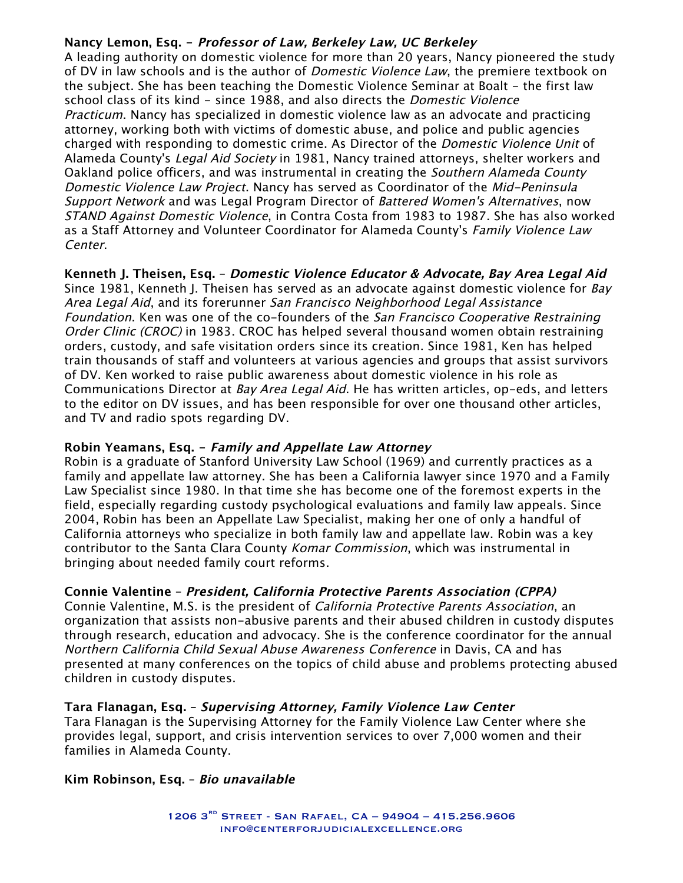**Nancy Lemon, Esq. -** ***Professor of Law, Berkeley Law, UC Berkeley***
A leading authority on domestic violence for more than 20 years, Nancy pioneered the study of DV in law schools and is the author of *Domestic Violence Law*, the premiere textbook on the subject. She has been teaching the Domestic Violence Seminar at Boalt - the first law school class of its kind - since 1988, and also directs the *Domestic Violence Practicum*. Nancy has specialized in domestic violence law as an advocate and practicing attorney, working both with victims of domestic abuse, and police and public agencies charged with responding to domestic crime. As Director of the *Domestic Violence Unit* of Alameda County's *Legal Aid Society* in 1981, Nancy trained attorneys, shelter workers and Oakland police officers, and was instrumental in creating the *Southern Alameda County Domestic Violence Law Project*. Nancy has served as Coordinator of the *Mid-Peninsula Support Network* and was Legal Program Director of *Battered Women's Alternatives*, now *STAND Against Domestic Violence*, in Contra Costa from 1983 to 1987. She has also worked as a Staff Attorney and Volunteer Coordinator for Alameda County's *Family Violence Law Center*.

**Kenneth J. Theisen, Esq. –** ***Domestic Violence Educator & Advocate, Bay Area Legal Aid***
Since 1981, Kenneth J. Theisen has served as an advocate against domestic violence for *Bay Area Legal Aid*, and its forerunner *San Francisco Neighborhood Legal Assistance Foundation*. Ken was one of the co-founders of the *San Francisco Cooperative Restraining Order Clinic (CROC)* in 1983. CROC has helped several thousand women obtain restraining orders, custody, and safe visitation orders since its creation. Since 1981, Ken has helped train thousands of staff and volunteers at various agencies and groups that assist survivors of DV. Ken worked to raise public awareness about domestic violence in his role as Communications Director at *Bay Area Legal Aid*. He has written articles, op-eds, and letters to the editor on DV issues, and has been responsible for over one thousand other articles, and TV and radio spots regarding DV.

**Robin Yeamans, Esq. -** ***Family and Appellate Law Attorney***
Robin is a graduate of Stanford University Law School (1969) and currently practices as a family and appellate law attorney. She has been a California lawyer since 1970 and a Family Law Specialist since 1980. In that time she has become one of the foremost experts in the field, especially regarding custody psychological evaluations and family law appeals. Since 2004, Robin has been an Appellate Law Specialist, making her one of only a handful of California attorneys who specialize in both family law and appellate law. Robin was a key contributor to the Santa Clara County *Komar Commission*, which was instrumental in bringing about needed family court reforms.

**Connie Valentine –** ***President, California Protective Parents Association (CPPA)***
Connie Valentine, M.S. is the president of *California Protective Parents Association*, an organization that assists non-abusive parents and their abused children in custody disputes through research, education and advocacy. She is the conference coordinator for the annual *Northern California Child Sexual Abuse Awareness Conference* in Davis, CA and has presented at many conferences on the topics of child abuse and problems protecting abused children in custody disputes.

**Tara Flanagan, Esq. –** ***Supervising Attorney, Family Violence Law Center***
Tara Flanagan is the Supervising Attorney for the Family Violence Law Center where she provides legal, support, and crisis intervention services to over 7,000 women and their families in Alameda County.

**Kim Robinson, Esq. –** ***Bio unavailable***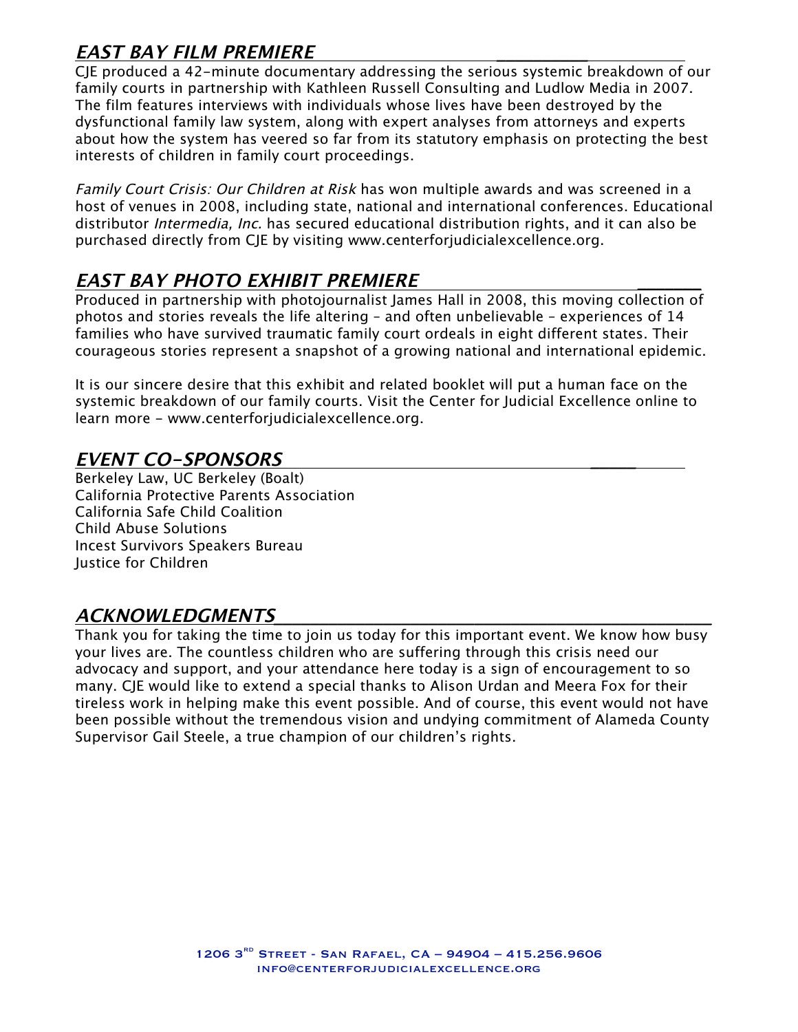## *EAST BAY FILM PREMIERE*

CJE produced a 42-minute documentary addressing the serious systemic breakdown of our family courts in partnership with Kathleen Russell Consulting and Ludlow Media in 2007. The film features interviews with individuals whose lives have been destroyed by the dysfunctional family law system, along with expert analyses from attorneys and experts about how the system has veered so far from its statutory emphasis on protecting the best interests of children in family court proceedings.

*Family Court Crisis: Our Children at Risk* has won multiple awards and was screened in a host of venues in 2008, including state, national and international conferences. Educational distributor *Intermedia, Inc.* has secured educational distribution rights, and it can also be purchased directly from CJE by visiting www.centerforjudicialexcellence.org.

## *EAST BAY PHOTO EXHIBIT PREMIERE*

Produced in partnership with photojournalist James Hall in 2008, this moving collection of photos and stories reveals the life altering – and often unbelievable – experiences of 14 families who have survived traumatic family court ordeals in eight different states. Their courageous stories represent a snapshot of a growing national and international epidemic.

It is our sincere desire that this exhibit and related booklet will put a human face on the systemic breakdown of our family courts. Visit the Center for Judicial Excellence online to learn more – www.centerforjudicialexcellence.org.

## *EVENT CO-SPONSORS*

Berkeley Law, UC Berkeley (Boalt)
California Protective Parents Association
California Safe Child Coalition
Child Abuse Solutions
Incest Survivors Speakers Bureau
Justice for Children

## *ACKNOWLEDGMENTS*

Thank you for taking the time to join us today for this important event. We know how busy your lives are. The countless children who are suffering through this crisis need our advocacy and support, and your attendance here today is a sign of encouragement to so many. CJE would like to extend a special thanks to Alison Urdan and Meera Fox for their tireless work in helping make this event possible. And of course, this event would not have been possible without the tremendous vision and undying commitment of Alameda County Supervisor Gail Steele, a true champion of our children's rights.

1206 3RD Street - San Rafael, CA – 94904 – 415.256.9606
info@centerforjudicialexcellence.org